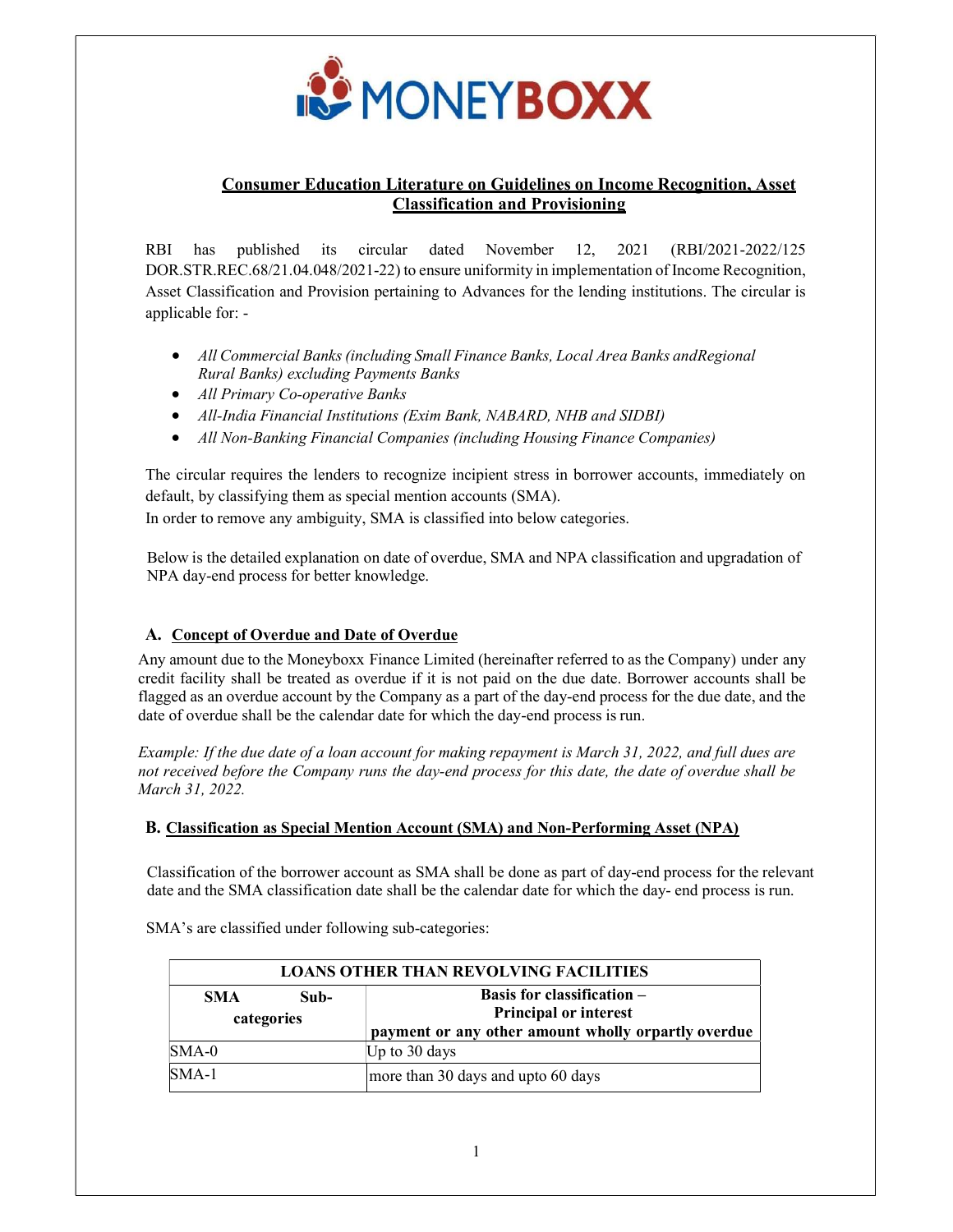MONEYBOXX

# Consumer Education Literature on Guidelines on Income Recognition, Asset Classification and Provisioning

RBI has published its circular dated November 12, 2021 (RBI/2021-2022/125 DOR.STR.REC.68/21.04.048/2021-22) to ensure uniformity in implementation of Income Recognition, Asset Classification and Provision pertaining to Advances for the lending institutions. The circular is applicable for: -

- *All Commercial Banks (including Small Finance Banks, Local Area Banks andRegional Rural Banks) excluding Payments Banks*
- *All Primary Co-operative Banks*
- *All-India Financial Institutions (Exim Bank, NABARD, NHB and SIDBI)*
- *All Non-Banking Financial Companies (including Housing Finance Companies)*

The circular requires the lenders to recognize incipient stress in borrower accounts, immediately on default, by classifying them as special mention accounts (SMA).
In order to remove any ambiguity, SMA is classified into below categories.

Below is the detailed explanation on date of overdue, SMA and NPA classification and upgradation of NPA day-end process for better knowledge.

## A. Concept of Overdue and Date of Overdue

Any amount due to the Moneyboxx Finance Limited (hereinafter referred to as the Company) under any credit facility shall be treated as overdue if it is not paid on the due date. Borrower accounts shall be flagged as an overdue account by the Company as a part of the day-end process for the due date, and the date of overdue shall be the calendar date for which the day-end process is run.

*Example: If the due date of a loan account for making repayment is March 31, 2022, and full dues are not received before the Company runs the day-end process for this date, the date of overdue shall be March 31, 2022.*

## B. Classification as Special Mention Account (SMA) and Non-Performing Asset (NPA)

Classification of the borrower account as SMA shall be done as part of day-end process for the relevant date and the SMA classification date shall be the calendar date for which the day- end process is run.

SMA's are classified under following sub-categories:

| LOANS OTHER THAN REVOLVING FACILITIES | |
|---|---|
| **SMA Sub-categories** | **Basis for classification – Principal or interest payment or any other amount wholly orpartly overdue** |
| SMA-0 | Up to 30 days |
| SMA-1 | more than 30 days and upto 60 days |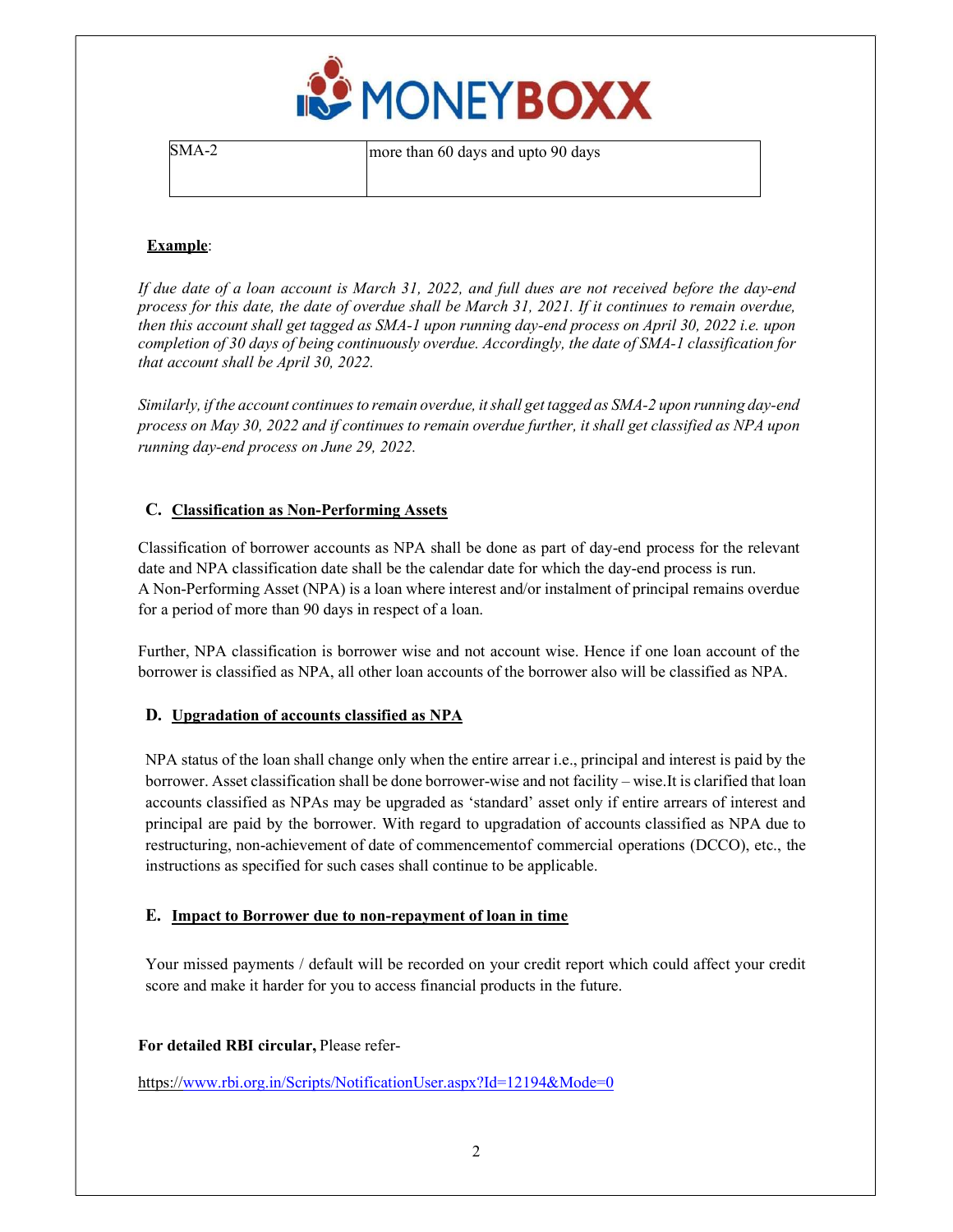| | |
|---|---|
| SMA-2 | more than 60 days and upto 90 days |

**Example**:

*If due date of a loan account is March 31, 2022, and full dues are not received before the day-end process for this date, the date of overdue shall be March 31, 2021. If it continues to remain overdue, then this account shall get tagged as SMA-1 upon running day-end process on April 30, 2022 i.e. upon completion of 30 days of being continuously overdue. Accordingly, the date of SMA-1 classification for that account shall be April 30, 2022.*

*Similarly, if the account continues to remain overdue, it shall get tagged as SMA-2 upon running day-end process on May 30, 2022 and if continues to remain overdue further, it shall get classified as NPA upon running day-end process on June 29, 2022.*

### C. Classification as Non-Performing Assets

Classification of borrower accounts as NPA shall be done as part of day-end process for the relevant date and NPA classification date shall be the calendar date for which the day-end process is run. A Non-Performing Asset (NPA) is a loan where interest and/or instalment of principal remains overdue for a period of more than 90 days in respect of a loan.

Further, NPA classification is borrower wise and not account wise. Hence if one loan account of the borrower is classified as NPA, all other loan accounts of the borrower also will be classified as NPA.

### D. Upgradation of accounts classified as NPA

NPA status of the loan shall change only when the entire arrear i.e., principal and interest is paid by the borrower. Asset classification shall be done borrower-wise and not facility – wise.It is clarified that loan accounts classified as NPAs may be upgraded as 'standard' asset only if entire arrears of interest and principal are paid by the borrower. With regard to upgradation of accounts classified as NPA due to restructuring, non-achievement of date of commencementof commercial operations (DCCO), etc., the instructions as specified for such cases shall continue to be applicable.

### E. Impact to Borrower due to non-repayment of loan in time

Your missed payments / default will be recorded on your credit report which could affect your credit score and make it harder for you to access financial products in the future.

**For detailed RBI circular,** Please refer-

https://www.rbi.org.in/Scripts/NotificationUser.aspx?Id=12194&Mode=0